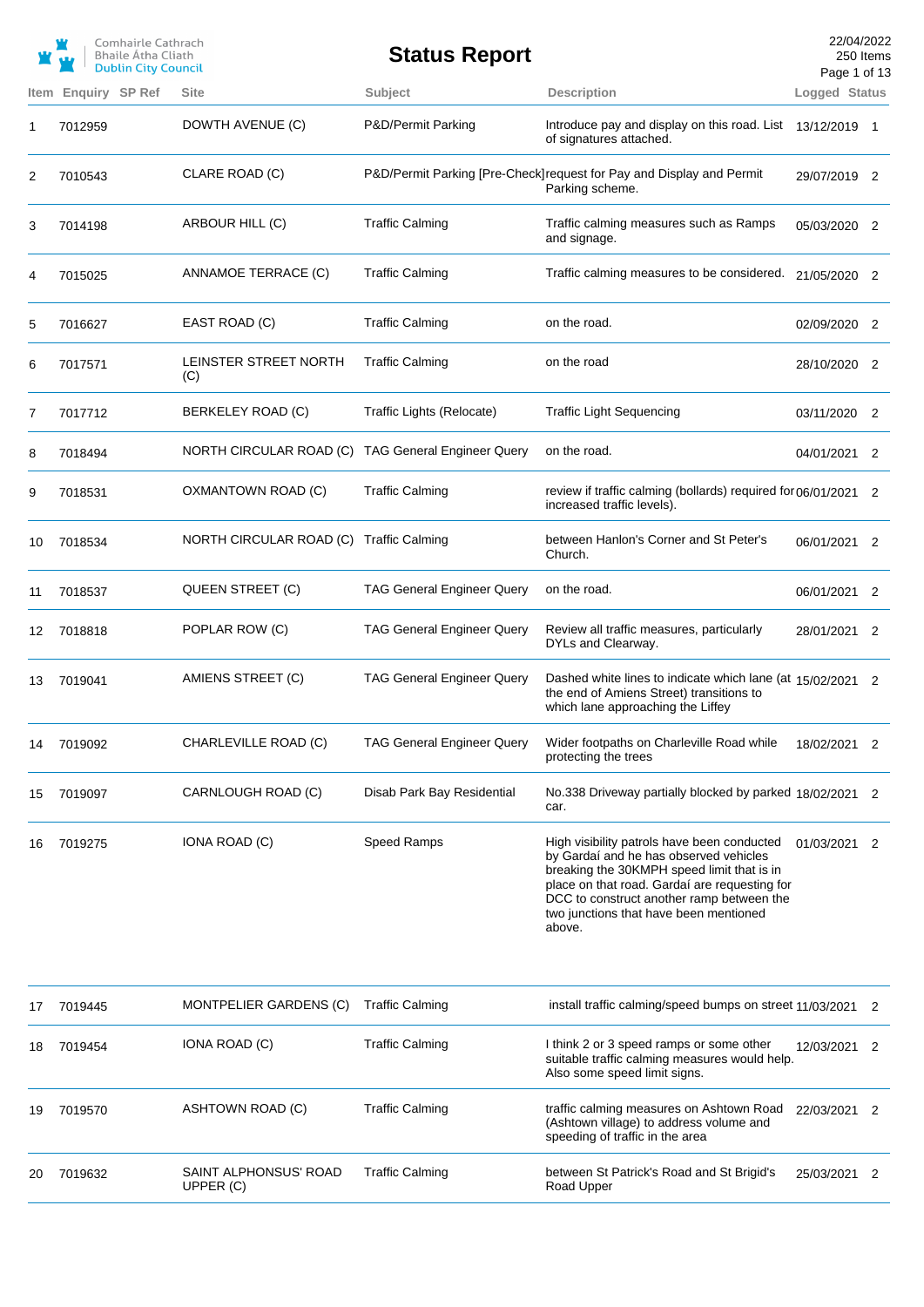Comhairle Cathrach Bhaile Átha Cliath
Dublin City Council

# Status Report

22/04/2022
250 Items

| Item | Enquiry | SP Ref | Site | Subject | Description | Logged | Status |
|---|---|---|---|---|---|---|---|
| 1 | 7012959 | | DOWTH AVENUE (C) | P&D/Permit Parking | Introduce pay and display on this road. List of signatures attached. | 13/12/2019 | 1 |
| 2 | 7010543 | | CLARE ROAD (C) | P&D/Permit Parking [Pre-Check] | request for Pay and Display and Permit Parking scheme. | 29/07/2019 | 2 |
| 3 | 7014198 | | ARBOUR HILL (C) | Traffic Calming | Traffic calming measures such as Ramps and signage. | 05/03/2020 | 2 |
| 4 | 7015025 | | ANNAMOE TERRACE (C) | Traffic Calming | Traffic calming measures to be considered. | 21/05/2020 | 2 |
| 5 | 7016627 | | EAST ROAD (C) | Traffic Calming | on the road. | 02/09/2020 | 2 |
| 6 | 7017571 | | LEINSTER STREET NORTH (C) | Traffic Calming | on the road | 28/10/2020 | 2 |
| 7 | 7017712 | | BERKELEY ROAD (C) | Traffic Lights (Relocate) | Traffic Light Sequencing | 03/11/2020 | 2 |
| 8 | 7018494 | | NORTH CIRCULAR ROAD (C) | TAG General Engineer Query | on the road. | 04/01/2021 | 2 |
| 9 | 7018531 | | OXMANTOWN ROAD (C) | Traffic Calming | review if traffic calming (bollards) required for increased traffic levels). | 06/01/2021 | 2 |
| 10 | 7018534 | | NORTH CIRCULAR ROAD (C) | Traffic Calming | between Hanlon's Corner and St Peter's Church. | 06/01/2021 | 2 |
| 11 | 7018537 | | QUEEN STREET (C) | TAG General Engineer Query | on the road. | 06/01/2021 | 2 |
| 12 | 7018818 | | POPLAR ROW (C) | TAG General Engineer Query | Review all traffic measures, particularly DYLs and Clearway. | 28/01/2021 | 2 |
| 13 | 7019041 | | AMIENS STREET (C) | TAG General Engineer Query | Dashed white lines to indicate which lane (at the end of Amiens Street) transitions to which lane approaching the Liffey | 15/02/2021 | 2 |
| 14 | 7019092 | | CHARLEVILLE ROAD (C) | TAG General Engineer Query | Wider footpaths on Charleville Road while protecting the trees | 18/02/2021 | 2 |
| 15 | 7019097 | | CARNLOUGH ROAD (C) | Disab Park Bay Residential | No.338 Driveway partially blocked by parked car. | 18/02/2021 | 2 |
| 16 | 7019275 | | IONA ROAD (C) | Speed Ramps | High visibility patrols have been conducted by Gardaí and he has observed vehicles breaking the 30KMPH speed limit that is in place on that road. Gardaí are requesting for DCC to construct another ramp between the two junctions that have been mentioned above. | 01/03/2021 | 2 |
| 17 | 7019445 | | MONTPELIER GARDENS (C) | Traffic Calming | install traffic calming/speed bumps on street | 11/03/2021 | 2 |
| 18 | 7019454 | | IONA ROAD (C) | Traffic Calming | I think 2 or 3 speed ramps or some other suitable traffic calming measures would help. Also some speed limit signs. | 12/03/2021 | 2 |
| 19 | 7019570 | | ASHTOWN ROAD (C) | Traffic Calming | traffic calming measures on Ashtown Road (Ashtown village) to address volume and speeding of traffic in the area | 22/03/2021 | 2 |
| 20 | 7019632 | | SAINT ALPHONSUS' ROAD UPPER (C) | Traffic Calming | between St Patrick's Road and St Brigid's Road Upper | 25/03/2021 | 2 |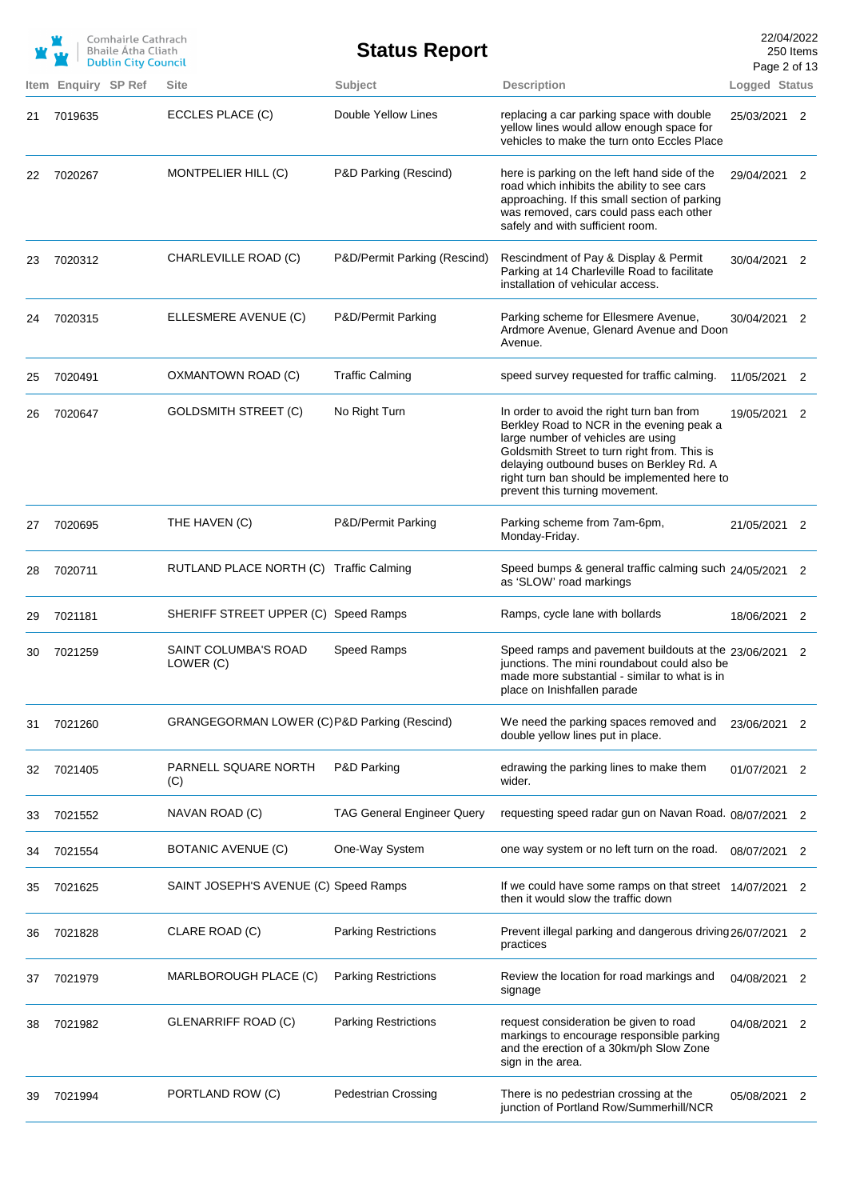# Status Report

| Item | Enquiry | SP Ref | Site | Subject | Description | Logged | Status |
|---|---|---|---|---|---|---|---|
| 21 | 7019635 | | ECCLES PLACE (C) | Double Yellow Lines | replacing a car parking space with double yellow lines would allow enough space for vehicles to make the turn onto Eccles Place | 25/03/2021 | 2 |
| 22 | 7020267 | | MONTPELIER HILL (C) | P&D Parking (Rescind) | here is parking on the left hand side of the road which inhibits the ability to see cars approaching. If this small section of parking was removed, cars could pass each other safely and with sufficient room. | 29/04/2021 | 2 |
| 23 | 7020312 | | CHARLEVILLE ROAD (C) | P&D/Permit Parking (Rescind) | Rescindment of Pay & Display & Permit Parking at 14 Charleville Road to facilitate installation of vehicular access. | 30/04/2021 | 2 |
| 24 | 7020315 | | ELLESMERE AVENUE (C) | P&D/Permit Parking | Parking scheme for Ellesmere Avenue, Ardmore Avenue, Glenard Avenue and Doon Avenue. | 30/04/2021 | 2 |
| 25 | 7020491 | | OXMANTOWN ROAD (C) | Traffic Calming | speed survey requested for traffic calming. | 11/05/2021 | 2 |
| 26 | 7020647 | | GOLDSMITH STREET (C) | No Right Turn | In order to avoid the right turn ban from Berkley Road to NCR in the evening peak a large number of vehicles are using Goldsmith Street to turn right from. This is delaying outbound buses on Berkley Rd. A right turn ban should be implemented here to prevent this turning movement. | 19/05/2021 | 2 |
| 27 | 7020695 | | THE HAVEN (C) | P&D/Permit Parking | Parking scheme from 7am-6pm, Monday-Friday. | 21/05/2021 | 2 |
| 28 | 7020711 | | RUTLAND PLACE NORTH (C) | Traffic Calming | Speed bumps & general traffic calming such as 'SLOW' road markings | 24/05/2021 | 2 |
| 29 | 7021181 | | SHERIFF STREET UPPER (C) | Speed Ramps | Ramps, cycle lane with bollards | 18/06/2021 | 2 |
| 30 | 7021259 | | SAINT COLUMBA'S ROAD LOWER (C) | Speed Ramps | Speed ramps and pavement buildouts at the junctions. The mini roundabout could also be made more substantial - similar to what is in place on Inishfallen parade | 23/06/2021 | 2 |
| 31 | 7021260 | | GRANGEGORMAN LOWER (C) | P&D Parking (Rescind) | We need the parking spaces removed and double yellow lines put in place. | 23/06/2021 | 2 |
| 32 | 7021405 | | PARNELL SQUARE NORTH (C) | P&D Parking | edrawing the parking lines to make them wider. | 01/07/2021 | 2 |
| 33 | 7021552 | | NAVAN ROAD (C) | TAG General Engineer Query | requesting speed radar gun on Navan Road. | 08/07/2021 | 2 |
| 34 | 7021554 | | BOTANIC AVENUE (C) | One-Way System | one way system or no left turn on the road. | 08/07/2021 | 2 |
| 35 | 7021625 | | SAINT JOSEPH'S AVENUE (C) | Speed Ramps | If we could have some ramps on that street then it would slow the traffic down | 14/07/2021 | 2 |
| 36 | 7021828 | | CLARE ROAD (C) | Parking Restrictions | Prevent illegal parking and dangerous driving practices | 26/07/2021 | 2 |
| 37 | 7021979 | | MARLBOROUGH PLACE (C) | Parking Restrictions | Review the location for road markings and signage | 04/08/2021 | 2 |
| 38 | 7021982 | | GLENARRIFF ROAD (C) | Parking Restrictions | request consideration be given to road markings to encourage responsible parking and the erection of a 30km/ph Slow Zone sign in the area. | 04/08/2021 | 2 |
| 39 | 7021994 | | PORTLAND ROW (C) | Pedestrian Crossing | There is no pedestrian crossing at the junction of Portland Row/Summerhill/NCR | 05/08/2021 | 2 |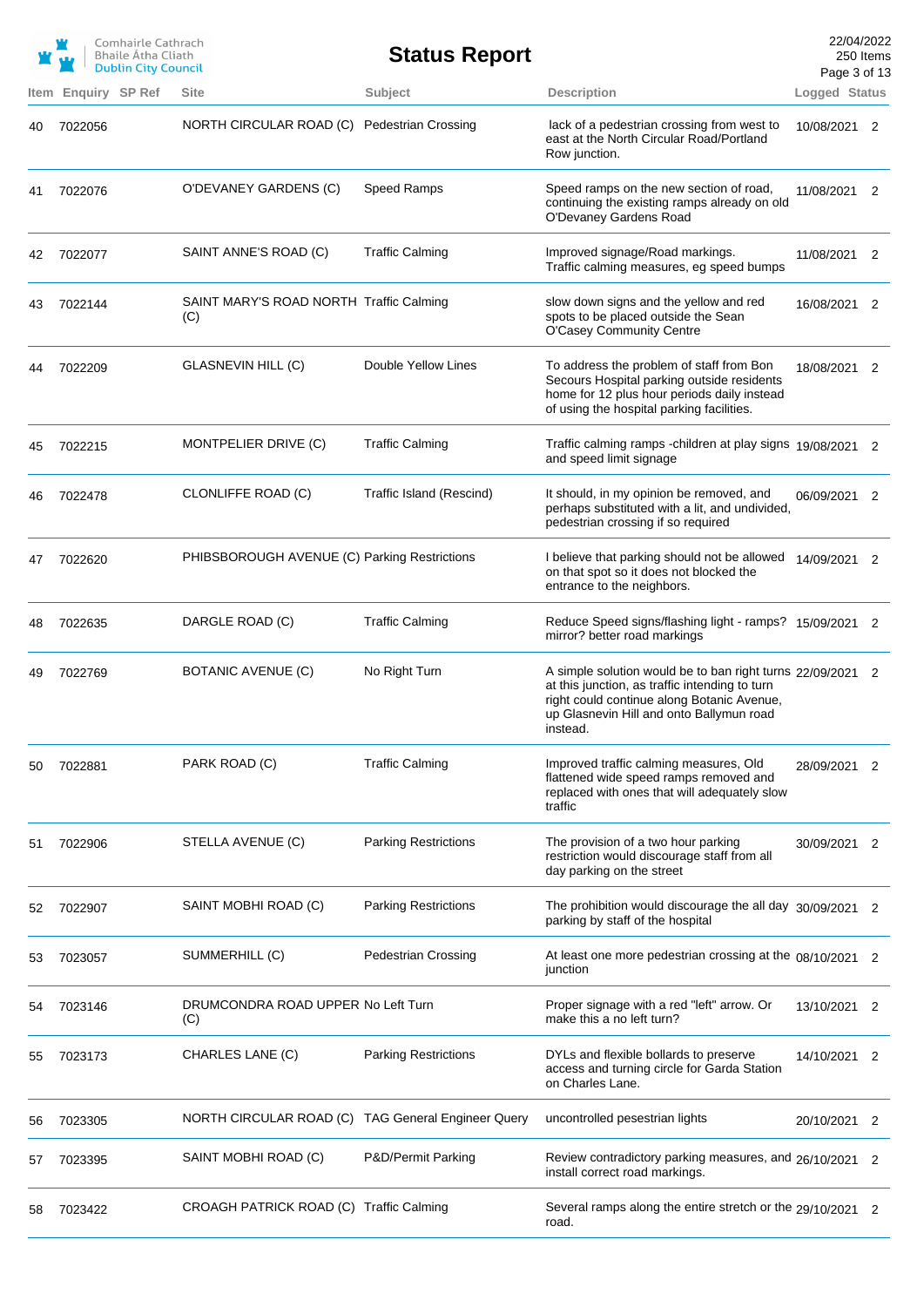| Item | Enquiry | SP Ref | Site | Subject | Description | Logged | Status |
|---|---|---|---|---|---|---|---|
| 40 | 7022056 | | NORTH CIRCULAR ROAD (C) | Pedestrian Crossing | lack of a pedestrian crossing from west to east at the North Circular Road/Portland Row junction. | 10/08/2021 | 2 |
| 41 | 7022076 | | O'DEVANEY GARDENS (C) | Speed Ramps | Speed ramps on the new section of road, continuing the existing ramps already on old O'Devaney Gardens Road | 11/08/2021 | 2 |
| 42 | 7022077 | | SAINT ANNE'S ROAD (C) | Traffic Calming | Improved signage/Road markings. Traffic calming measures, eg speed bumps | 11/08/2021 | 2 |
| 43 | 7022144 | | SAINT MARY'S ROAD NORTH (C) | Traffic Calming | slow down signs and the yellow and red spots to be placed outside the Sean O'Casey Community Centre | 16/08/2021 | 2 |
| 44 | 7022209 | | GLASNEVIN HILL (C) | Double Yellow Lines | To address the problem of staff from Bon Secours Hospital parking outside residents home for 12 plus hour periods daily instead of using the hospital parking facilities. | 18/08/2021 | 2 |
| 45 | 7022215 | | MONTPELIER DRIVE (C) | Traffic Calming | Traffic calming ramps -children at play signs and speed limit signage | 19/08/2021 | 2 |
| 46 | 7022478 | | CLONLIFFE ROAD (C) | Traffic Island (Rescind) | It should, in my opinion be removed, and perhaps substituted with a lit, and undivided, pedestrian crossing if so required | 06/09/2021 | 2 |
| 47 | 7022620 | | PHIBSBOROUGH AVENUE (C) | Parking Restrictions | I believe that parking should not be allowed on that spot so it does not blocked the entrance to the neighbors. | 14/09/2021 | 2 |
| 48 | 7022635 | | DARGLE ROAD (C) | Traffic Calming | Reduce Speed signs/flashing light - ramps? mirror? better road markings | 15/09/2021 | 2 |
| 49 | 7022769 | | BOTANIC AVENUE (C) | No Right Turn | A simple solution would be to ban right turns at this junction, as traffic intending to turn right could continue along Botanic Avenue, up Glasnevin Hill and onto Ballymun road instead. | 22/09/2021 | 2 |
| 50 | 7022881 | | PARK ROAD (C) | Traffic Calming | Improved traffic calming measures, Old flattened wide speed ramps removed and replaced with ones that will adequately slow traffic | 28/09/2021 | 2 |
| 51 | 7022906 | | STELLA AVENUE (C) | Parking Restrictions | The provision of a two hour parking restriction would discourage staff from all day parking on the street | 30/09/2021 | 2 |
| 52 | 7022907 | | SAINT MOBHI ROAD (C) | Parking Restrictions | The prohibition would discourage the all day parking by staff of the hospital | 30/09/2021 | 2 |
| 53 | 7023057 | | SUMMERHILL (C) | Pedestrian Crossing | At least one more pedestrian crossing at the junction | 08/10/2021 | 2 |
| 54 | 7023146 | | DRUMCONDRA ROAD UPPER (C) | No Left Turn | Proper signage with a red "left" arrow. Or make this a no left turn? | 13/10/2021 | 2 |
| 55 | 7023173 | | CHARLES LANE (C) | Parking Restrictions | DYLs and flexible bollards to preserve access and turning circle for Garda Station on Charles Lane. | 14/10/2021 | 2 |
| 56 | 7023305 | | NORTH CIRCULAR ROAD (C) | TAG General Engineer Query | uncontrolled pesestrian lights | 20/10/2021 | 2 |
| 57 | 7023395 | | SAINT MOBHI ROAD (C) | P&D/Permit Parking | Review contradictory parking measures, and install correct road markings. | 26/10/2021 | 2 |
| 58 | 7023422 | | CROAGH PATRICK ROAD (C) | Traffic Calming | Several ramps along the entire stretch or the road. | 29/10/2021 | 2 |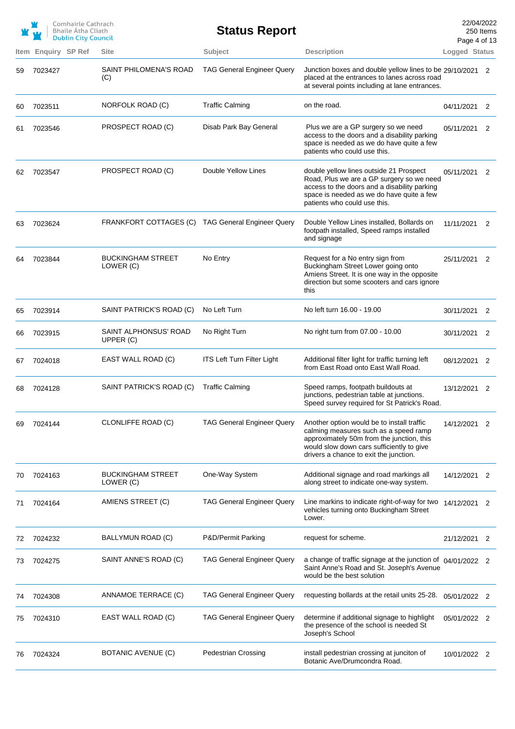| Item | Enquiry | SP Ref | Site | Subject | Description | Logged | Status |
|---|---|---|---|---|---|---|---|
| 59 | 7023427 | | SAINT PHILOMENA'S ROAD (C) | TAG General Engineer Query | Junction boxes and double yellow lines to be placed at the entrances to lanes across road at several points including at lane entrances. | 29/10/2021 | 2 |
| 60 | 7023511 | | NORFOLK ROAD (C) | Traffic Calming | on the road. | 04/11/2021 | 2 |
| 61 | 7023546 | | PROSPECT ROAD (C) | Disab Park Bay General | Plus we are a GP surgery so we need access to the doors and a disability parking space is needed as we do have quite a few patients who could use this. | 05/11/2021 | 2 |
| 62 | 7023547 | | PROSPECT ROAD (C) | Double Yellow Lines | double yellow lines outside 21 Prospect Road, Plus we are a GP surgery so we need access to the doors and a disability parking space is needed as we do have quite a few patients who could use this. | 05/11/2021 | 2 |
| 63 | 7023624 | | FRANKFORT COTTAGES (C) | TAG General Engineer Query | Double Yellow Lines installed, Bollards on footpath installed, Speed ramps installed and signage | 11/11/2021 | 2 |
| 64 | 7023844 | | BUCKINGHAM STREET LOWER (C) | No Entry | Request for a No entry sign from Buckingham Street Lower going onto Amiens Street. It is one way in the opposite direction but some scooters and cars ignore this | 25/11/2021 | 2 |
| 65 | 7023914 | | SAINT PATRICK'S ROAD (C) | No Left Turn | No left turn 16.00 - 19.00 | 30/11/2021 | 2 |
| 66 | 7023915 | | SAINT ALPHONSUS' ROAD UPPER (C) | No Right Turn | No right turn from 07.00 - 10.00 | 30/11/2021 | 2 |
| 67 | 7024018 | | EAST WALL ROAD (C) | ITS Left Turn Filter Light | Additional filter light for traffic turning left from East Road onto East Wall Road. | 08/12/2021 | 2 |
| 68 | 7024128 | | SAINT PATRICK'S ROAD (C) | Traffic Calming | Speed ramps, footpath buildouts at junctions, pedestrian table at junctions. Speed survey required for St Patrick's Road. | 13/12/2021 | 2 |
| 69 | 7024144 | | CLONLIFFE ROAD (C) | TAG General Engineer Query | Another option would be to install traffic calming measures such as a speed ramp approximately 50m from the junction, this would slow down cars sufficiently to give drivers a chance to exit the junction. | 14/12/2021 | 2 |
| 70 | 7024163 | | BUCKINGHAM STREET LOWER (C) | One-Way System | Additional signage and road markings all along street to indicate one-way system. | 14/12/2021 | 2 |
| 71 | 7024164 | | AMIENS STREET (C) | TAG General Engineer Query | Line markins to indicate right-of-way for two vehicles turning onto Buckingham Street Lower. | 14/12/2021 | 2 |
| 72 | 7024232 | | BALLYMUN ROAD (C) | P&D/Permit Parking | request for scheme. | 21/12/2021 | 2 |
| 73 | 7024275 | | SAINT ANNE'S ROAD (C) | TAG General Engineer Query | a change of traffic signage at the junction of Saint Anne's Road and St. Joseph's Avenue would be the best solution | 04/01/2022 | 2 |
| 74 | 7024308 | | ANNAMOE TERRACE (C) | TAG General Engineer Query | requesting bollards at the retail units 25-28. | 05/01/2022 | 2 |
| 75 | 7024310 | | EAST WALL ROAD (C) | TAG General Engineer Query | determine if additional signage to highlight the presence of the school is needed St Joseph's School | 05/01/2022 | 2 |
| 76 | 7024324 | | BOTANIC AVENUE (C) | Pedestrian Crossing | install pedestrian crossing at junciton of Botanic Ave/Drumcondra Road. | 10/01/2022 | 2 |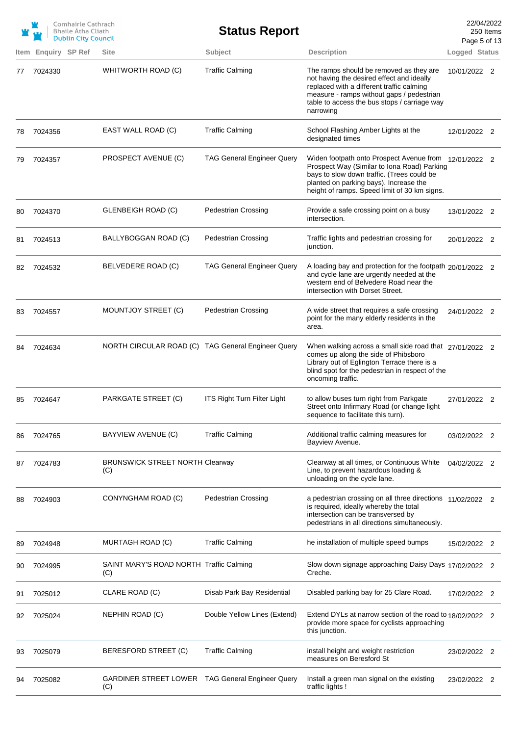| Item | Enquiry | SP Ref | Site | Subject | Description | Logged | Status |
|---|---|---|---|---|---|---|---|
| 77 | 7024330 | | WHITWORTH ROAD (C) | Traffic Calming | The ramps should be removed as they are not having the desired effect and ideally replaced with a different traffic calming measure - ramps without gaps / pedestrian table to access the bus stops / carriage way narrowing | 10/01/2022 | 2 |
| 78 | 7024356 | | EAST WALL ROAD (C) | Traffic Calming | School Flashing Amber Lights at the designated times | 12/01/2022 | 2 |
| 79 | 7024357 | | PROSPECT AVENUE (C) | TAG General Engineer Query | Widen footpath onto Prospect Avenue from Prospect Way (Similar to Iona Road) Parking bays to slow down traffic. (Trees could be planted on parking bays). Increase the height of ramps. Speed limit of 30 km signs. | 12/01/2022 | 2 |
| 80 | 7024370 | | GLENBEIGH ROAD (C) | Pedestrian Crossing | Provide a safe crossing point on a busy intersection. | 13/01/2022 | 2 |
| 81 | 7024513 | | BALLYBOGGAN ROAD (C) | Pedestrian Crossing | Traffic lights and pedestrian crossing for junction. | 20/01/2022 | 2 |
| 82 | 7024532 | | BELVEDERE ROAD (C) | TAG General Engineer Query | A loading bay and protection for the footpath and cycle lane are urgently needed at the western end of Belvedere Road near the intersection with Dorset Street. | 20/01/2022 | 2 |
| 83 | 7024557 | | MOUNTJOY STREET (C) | Pedestrian Crossing | A wide street that requires a safe crossing point for the many elderly residents in the area. | 24/01/2022 | 2 |
| 84 | 7024634 | | NORTH CIRCULAR ROAD (C) | TAG General Engineer Query | When walking across a small side road that comes up along the side of Phibsboro Library out of Eglington Terrace there is a blind spot for the pedestrian in respect of the oncoming traffic. | 27/01/2022 | 2 |
| 85 | 7024647 | | PARKGATE STREET (C) | ITS Right Turn Filter Light | to allow buses turn right from Parkgate Street onto Infirmary Road (or change light sequence to facilitate this turn). | 27/01/2022 | 2 |
| 86 | 7024765 | | BAYVIEW AVENUE (C) | Traffic Calming | Additional traffic calming measures for Bayview Avenue. | 03/02/2022 | 2 |
| 87 | 7024783 | | BRUNSWICK STREET NORTH (C) | Clearway | Clearway at all times, or Continuous White Line, to prevent hazardous loading & unloading on the cycle lane. | 04/02/2022 | 2 |
| 88 | 7024903 | | CONYNGHAM ROAD (C) | Pedestrian Crossing | a pedestrian crossing on all three directions is required, ideally whereby the total intersection can be transversed by pedestrians in all directions simultaneously. | 11/02/2022 | 2 |
| 89 | 7024948 | | MURTAGH ROAD (C) | Traffic Calming | he installation of multiple speed bumps | 15/02/2022 | 2 |
| 90 | 7024995 | | SAINT MARY'S ROAD NORTH (C) | Traffic Calming | Slow down signage approaching Daisy Days Creche. | 17/02/2022 | 2 |
| 91 | 7025012 | | CLARE ROAD (C) | Disab Park Bay Residential | Disabled parking bay for 25 Clare Road. | 17/02/2022 | 2 |
| 92 | 7025024 | | NEPHIN ROAD (C) | Double Yellow Lines (Extend) | Extend DYLs at narrow section of the road to provide more space for cyclists approaching this junction. | 18/02/2022 | 2 |
| 93 | 7025079 | | BERESFORD STREET (C) | Traffic Calming | install height and weight restriction measures on Beresford St | 23/02/2022 | 2 |
| 94 | 7025082 | | GARDINER STREET LOWER (C) | TAG General Engineer Query | Install a green man signal on the existing traffic lights ! | 23/02/2022 | 2 |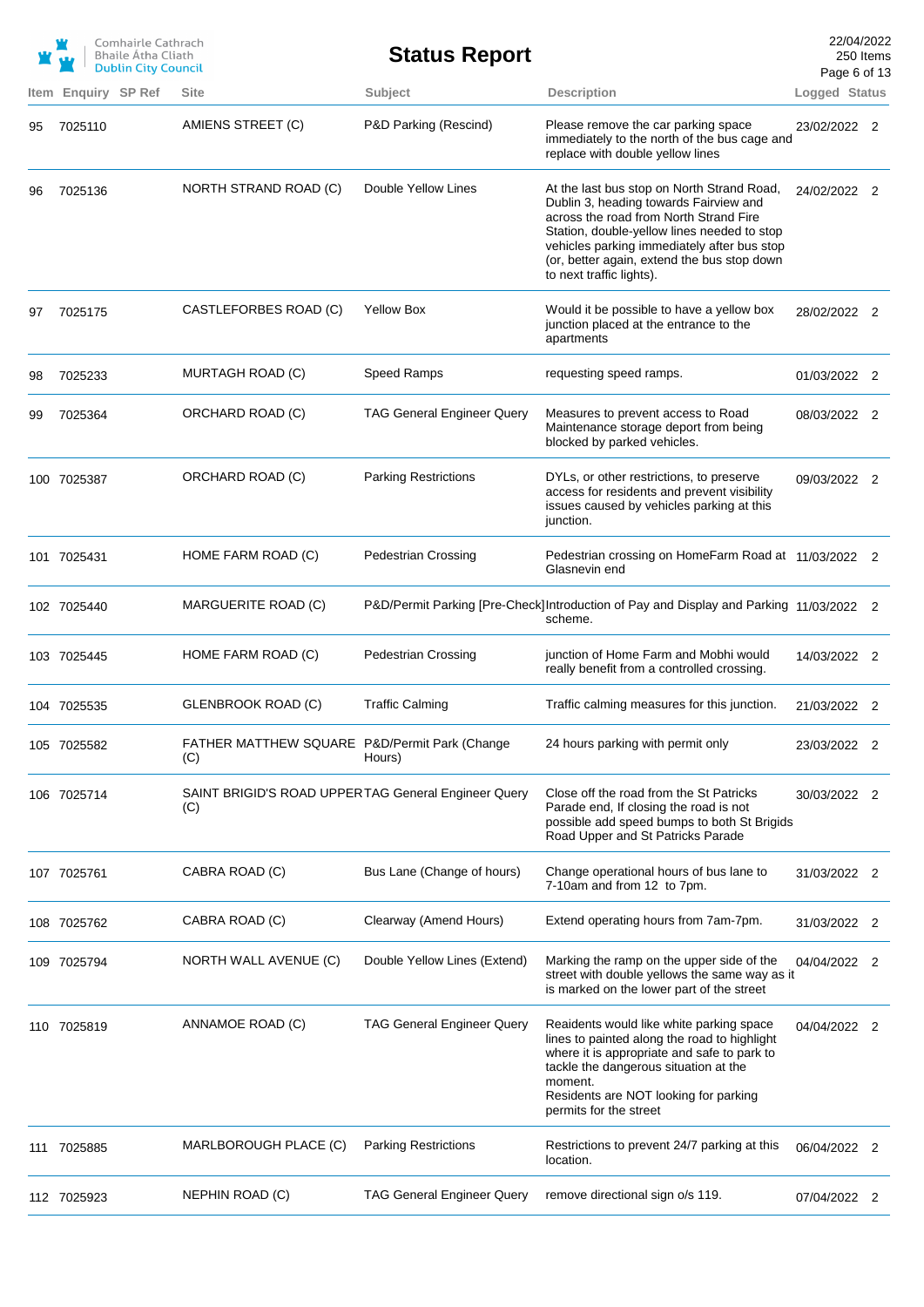# Status Report

| Item | Enquiry | SP Ref | Site | Subject | Description | Logged | Status |
|---|---|---|---|---|---|---|---|
| 95 | 7025110 | | AMIENS STREET (C) | P&D Parking (Rescind) | Please remove the car parking space immediately to the north of the bus cage and replace with double yellow lines | 23/02/2022 | 2 |
| 96 | 7025136 | | NORTH STRAND ROAD (C) | Double Yellow Lines | At the last bus stop on North Strand Road, Dublin 3, heading towards Fairview and across the road from North Strand Fire Station, double-yellow lines needed to stop vehicles parking immediately after bus stop (or, better again, extend the bus stop down to next traffic lights). | 24/02/2022 | 2 |
| 97 | 7025175 | | CASTLEFORBES ROAD (C) | Yellow Box | Would it be possible to have a yellow box junction placed at the entrance to the apartments | 28/02/2022 | 2 |
| 98 | 7025233 | | MURTAGH ROAD (C) | Speed Ramps | requesting speed ramps. | 01/03/2022 | 2 |
| 99 | 7025364 | | ORCHARD ROAD (C) | TAG General Engineer Query | Measures to prevent access to Road Maintenance storage deport from being blocked by parked vehicles. | 08/03/2022 | 2 |
| 100 | 7025387 | | ORCHARD ROAD (C) | Parking Restrictions | DYLs, or other restrictions, to preserve access for residents and prevent visibility issues caused by vehicles parking at this junction. | 09/03/2022 | 2 |
| 101 | 7025431 | | HOME FARM ROAD (C) | Pedestrian Crossing | Pedestrian crossing on HomeFarm Road at Glasnevin end | 11/03/2022 | 2 |
| 102 | 7025440 | | MARGUERITE ROAD (C) | P&D/Permit Parking [Pre-Check] | Introduction of Pay and Display and Parking scheme. | 11/03/2022 | 2 |
| 103 | 7025445 | | HOME FARM ROAD (C) | Pedestrian Crossing | junction of Home Farm and Mobhi would really benefit from a controlled crossing. | 14/03/2022 | 2 |
| 104 | 7025535 | | GLENBROOK ROAD (C) | Traffic Calming | Traffic calming measures for this junction. | 21/03/2022 | 2 |
| 105 | 7025582 | | FATHER MATTHEW SQUARE (C) | P&D/Permit Park (Change Hours) | 24 hours parking with permit only | 23/03/2022 | 2 |
| 106 | 7025714 | | SAINT BRIGID'S ROAD UPPER (C) | TAG General Engineer Query | Close off the road from the St Patricks Parade end, If closing the road is not possible add speed bumps to both St Brigids Road Upper and St Patricks Parade | 30/03/2022 | 2 |
| 107 | 7025761 | | CABRA ROAD (C) | Bus Lane (Change of hours) | Change operational hours of bus lane to 7-10am and from 12 to 7pm. | 31/03/2022 | 2 |
| 108 | 7025762 | | CABRA ROAD (C) | Clearway (Amend Hours) | Extend operating hours from 7am-7pm. | 31/03/2022 | 2 |
| 109 | 7025794 | | NORTH WALL AVENUE (C) | Double Yellow Lines (Extend) | Marking the ramp on the upper side of the street with double yellows the same way as it is marked on the lower part of the street | 04/04/2022 | 2 |
| 110 | 7025819 | | ANNAMOE ROAD (C) | TAG General Engineer Query | Reaidents would like white parking space lines to painted along the road to highlight where it is appropriate and safe to park to tackle the dangerous situation at the moment.<br>Residents are NOT looking for parking permits for the street | 04/04/2022 | 2 |
| 111 | 7025885 | | MARLBOROUGH PLACE (C) | Parking Restrictions | Restrictions to prevent 24/7 parking at this location. | 06/04/2022 | 2 |
| 112 | 7025923 | | NEPHIN ROAD (C) | TAG General Engineer Query | remove directional sign o/s 119. | 07/04/2022 | 2 |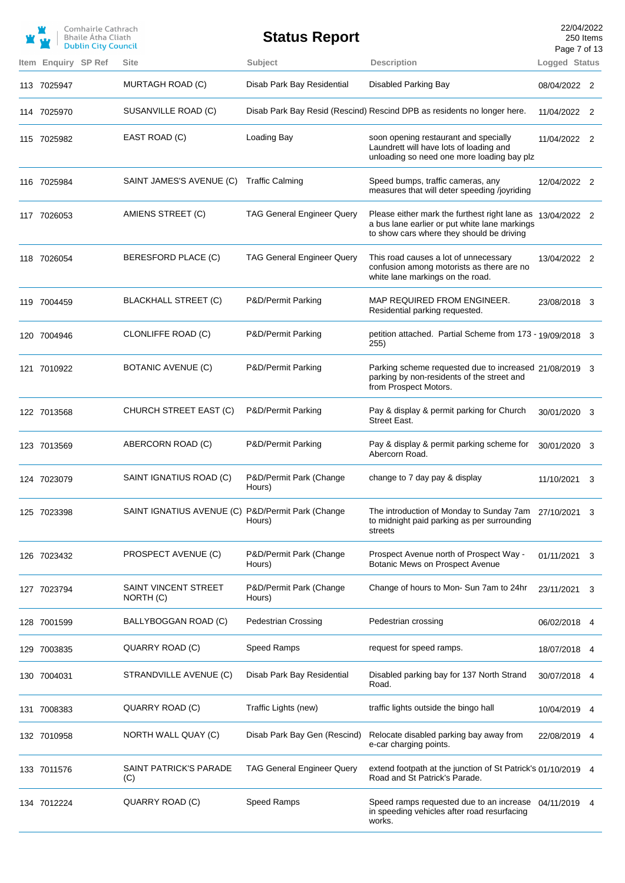# Status Report

Comhairle Cathrach Bhaile Átha Cliath
Dublin City Council

22/04/2022
250 Items

| Item | Enquiry | SP Ref | Site | Subject | Description | Logged | Status |
|---|---|---|---|---|---|---|---|
| 113 | 7025947 | | MURTAGH ROAD (C) | Disab Park Bay Residential | Disabled Parking Bay | 08/04/2022 | 2 |
| 114 | 7025970 | | SUSANVILLE ROAD (C) | Disab Park Bay Resid (Rescind) | Rescind DPB as residents no longer here. | 11/04/2022 | 2 |
| 115 | 7025982 | | EAST ROAD (C) | Loading Bay | soon opening restaurant and specially Laundrett will have lots of loading and unloading so need one more loading bay plz | 11/04/2022 | 2 |
| 116 | 7025984 | | SAINT JAMES'S AVENUE (C) | Traffic Calming | Speed bumps, traffic cameras, any measures that will deter speeding /joyriding | 12/04/2022 | 2 |
| 117 | 7026053 | | AMIENS STREET (C) | TAG General Engineer Query | Please either mark the furthest right lane as a bus lane earlier or put white lane markings to show cars where they should be driving | 13/04/2022 | 2 |
| 118 | 7026054 | | BERESFORD PLACE (C) | TAG General Engineer Query | This road causes a lot of unnecessary confusion among motorists as there are no white lane markings on the road. | 13/04/2022 | 2 |
| 119 | 7004459 | | BLACKHALL STREET (C) | P&D/Permit Parking | MAP REQUIRED FROM ENGINEER. Residential parking requested. | 23/08/2018 | 3 |
| 120 | 7004946 | | CLONLIFFE ROAD (C) | P&D/Permit Parking | petition attached. Partial Scheme from 173 - 255) | 19/09/2018 | 3 |
| 121 | 7010922 | | BOTANIC AVENUE (C) | P&D/Permit Parking | Parking scheme requested due to increased parking by non-residents of the street and from Prospect Motors. | 21/08/2019 | 3 |
| 122 | 7013568 | | CHURCH STREET EAST (C) | P&D/Permit Parking | Pay & display & permit parking for Church Street East. | 30/01/2020 | 3 |
| 123 | 7013569 | | ABERCORN ROAD (C) | P&D/Permit Parking | Pay & display & permit parking scheme for Abercorn Road. | 30/01/2020 | 3 |
| 124 | 7023079 | | SAINT IGNATIUS ROAD (C) | P&D/Permit Park (Change Hours) | change to 7 day pay & display | 11/10/2021 | 3 |
| 125 | 7023398 | | SAINT IGNATIUS AVENUE (C) | P&D/Permit Park (Change Hours) | The introduction of Monday to Sunday 7am to midnight paid parking as per surrounding streets | 27/10/2021 | 3 |
| 126 | 7023432 | | PROSPECT AVENUE (C) | P&D/Permit Park (Change Hours) | Prospect Avenue north of Prospect Way - Botanic Mews on Prospect Avenue | 01/11/2021 | 3 |
| 127 | 7023794 | | SAINT VINCENT STREET NORTH (C) | P&D/Permit Park (Change Hours) | Change of hours to Mon- Sun 7am to 24hr | 23/11/2021 | 3 |
| 128 | 7001599 | | BALLYBOGGAN ROAD (C) | Pedestrian Crossing | Pedestrian crossing | 06/02/2018 | 4 |
| 129 | 7003835 | | QUARRY ROAD (C) | Speed Ramps | request for speed ramps. | 18/07/2018 | 4 |
| 130 | 7004031 | | STRANDVILLE AVENUE (C) | Disab Park Bay Residential | Disabled parking bay for 137 North Strand Road. | 30/07/2018 | 4 |
| 131 | 7008383 | | QUARRY ROAD (C) | Traffic Lights (new) | traffic lights outside the bingo hall | 10/04/2019 | 4 |
| 132 | 7010958 | | NORTH WALL QUAY (C) | Disab Park Bay Gen (Rescind) | Relocate disabled parking bay away from e-car charging points. | 22/08/2019 | 4 |
| 133 | 7011576 | | SAINT PATRICK'S PARADE (C) | TAG General Engineer Query | extend footpath at the junction of St Patrick's Road and St Patrick's Parade. | 01/10/2019 | 4 |
| 134 | 7012224 | | QUARRY ROAD (C) | Speed Ramps | Speed ramps requested due to an increase in speeding vehicles after road resurfacing works. | 04/11/2019 | 4 |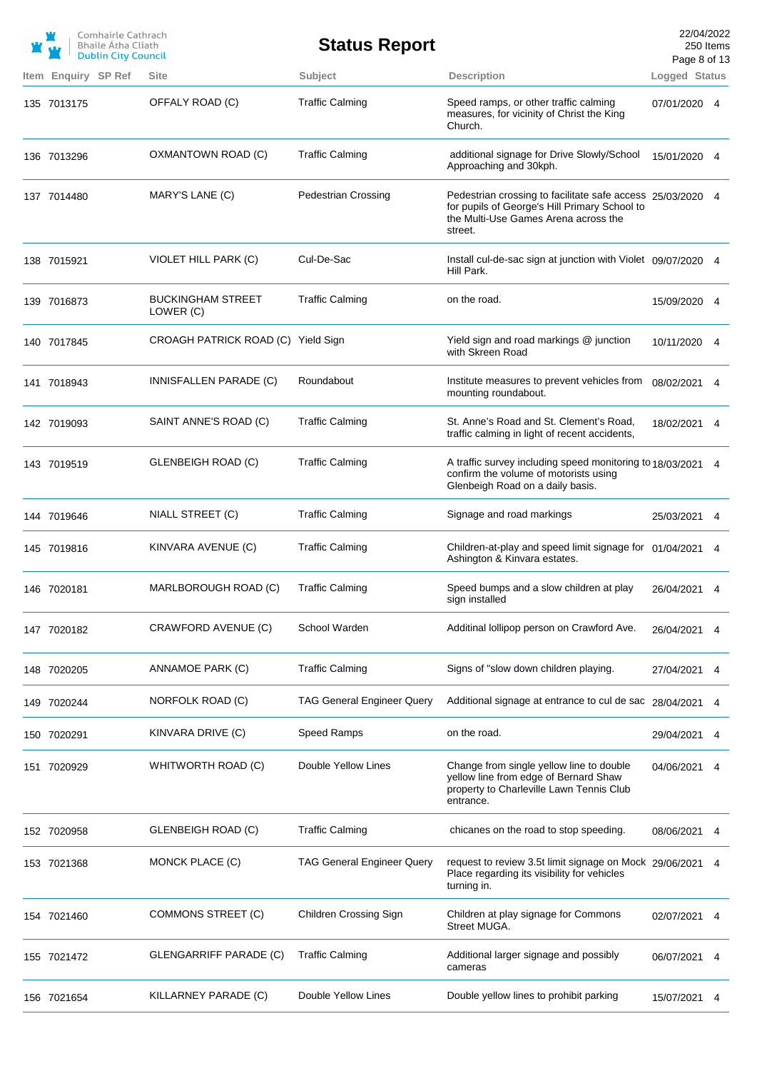# Status Report

| Item | Enquiry | SP Ref | Site | Subject | Description | Logged | Status |
|---|---|---|---|---|---|---|---|
| 135 | 7013175 | | OFFALY ROAD (C) | Traffic Calming | Speed ramps, or other traffic calming measures, for vicinity of Christ the King Church. | 07/01/2020 | 4 |
| 136 | 7013296 | | OXMANTOWN ROAD (C) | Traffic Calming | additional signage for Drive Slowly/School Approaching and 30kph. | 15/01/2020 | 4 |
| 137 | 7014480 | | MARY'S LANE (C) | Pedestrian Crossing | Pedestrian crossing to facilitate safe access for pupils of George's Hill Primary School to the Multi-Use Games Arena across the street. | 25/03/2020 | 4 |
| 138 | 7015921 | | VIOLET HILL PARK (C) | Cul-De-Sac | Install cul-de-sac sign at junction with Violet Hill Park. | 09/07/2020 | 4 |
| 139 | 7016873 | | BUCKINGHAM STREET LOWER (C) | Traffic Calming | on the road. | 15/09/2020 | 4 |
| 140 | 7017845 | | CROAGH PATRICK ROAD (C) | Yield Sign | Yield sign and road markings @ junction with Skreen Road | 10/11/2020 | 4 |
| 141 | 7018943 | | INNISFALLEN PARADE (C) | Roundabout | Institute measures to prevent vehicles from mounting roundabout. | 08/02/2021 | 4 |
| 142 | 7019093 | | SAINT ANNE'S ROAD (C) | Traffic Calming | St. Anne's Road and St. Clement's Road, traffic calming in light of recent accidents, | 18/02/2021 | 4 |
| 143 | 7019519 | | GLENBEIGH ROAD (C) | Traffic Calming | A traffic survey including speed monitoring to confirm the volume of motorists using Glenbeigh Road on a daily basis. | 18/03/2021 | 4 |
| 144 | 7019646 | | NIALL STREET (C) | Traffic Calming | Signage and road markings | 25/03/2021 | 4 |
| 145 | 7019816 | | KINVARA AVENUE (C) | Traffic Calming | Children-at-play and speed limit signage for Ashington & Kinvara estates. | 01/04/2021 | 4 |
| 146 | 7020181 | | MARLBOROUGH ROAD (C) | Traffic Calming | Speed bumps and a slow children at play sign installed | 26/04/2021 | 4 |
| 147 | 7020182 | | CRAWFORD AVENUE (C) | School Warden | Additinal lollipop person on Crawford Ave. | 26/04/2021 | 4 |
| 148 | 7020205 | | ANNAMOE PARK (C) | Traffic Calming | Signs of "slow down children playing. | 27/04/2021 | 4 |
| 149 | 7020244 | | NORFOLK ROAD (C) | TAG General Engineer Query | Additional signage at entrance to cul de sac | 28/04/2021 | 4 |
| 150 | 7020291 | | KINVARA DRIVE (C) | Speed Ramps | on the road. | 29/04/2021 | 4 |
| 151 | 7020929 | | WHITWORTH ROAD (C) | Double Yellow Lines | Change from single yellow line to double yellow line from edge of Bernard Shaw property to Charleville Lawn Tennis Club entrance. | 04/06/2021 | 4 |
| 152 | 7020958 | | GLENBEIGH ROAD (C) | Traffic Calming | chicanes on the road to stop speeding. | 08/06/2021 | 4 |
| 153 | 7021368 | | MONCK PLACE (C) | TAG General Engineer Query | request to review 3.5t limit signage on Mock Place regarding its visibility for vehicles turning in. | 29/06/2021 | 4 |
| 154 | 7021460 | | COMMONS STREET (C) | Children Crossing Sign | Children at play signage for Commons Street MUGA. | 02/07/2021 | 4 |
| 155 | 7021472 | | GLENGARRIFF PARADE (C) | Traffic Calming | Additional larger signage and possibly cameras | 06/07/2021 | 4 |
| 156 | 7021654 | | KILLARNEY PARADE (C) | Double Yellow Lines | Double yellow lines to prohibit parking | 15/07/2021 | 4 |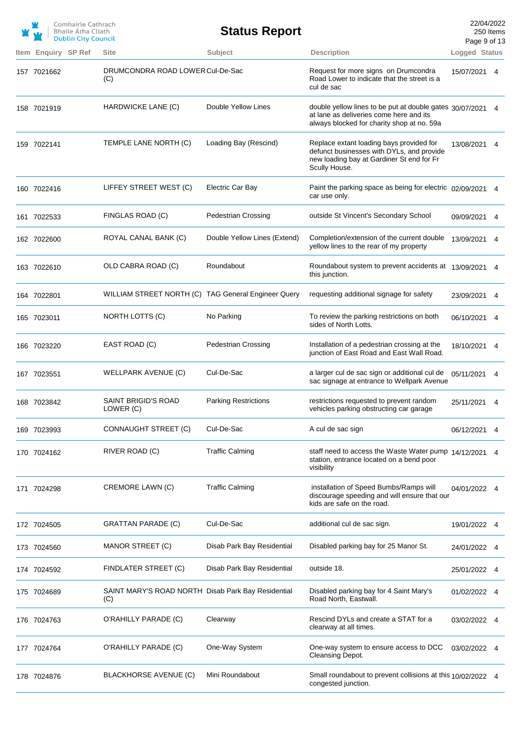# Status Report

| Item | Enquiry | SP Ref | Site | Subject | Description | Logged | Status |
|---|---|---|---|---|---|---|---|
| 157 | 7021662 | | DRUMCONDRA ROAD LOWER (C) | Cul-De-Sac | Request for more signs on Drumcondra Road Lower to indicate that the street is a cul de sac | 15/07/2021 | 4 |
| 158 | 7021919 | | HARDWICKE LANE (C) | Double Yellow Lines | double yellow lines to be put at double gates at lane as deliveries come here and its always blocked for charity shop at no. 59a | 30/07/2021 | 4 |
| 159 | 7022141 | | TEMPLE LANE NORTH (C) | Loading Bay (Rescind) | Replace extant loading bays provided for defunct businesses with DYLs, and provide new loading bay at Gardiner St end for Fr Scully House. | 13/08/2021 | 4 |
| 160 | 7022416 | | LIFFEY STREET WEST (C) | Electric Car Bay | Paint the parking space as being for electric car use only. | 02/09/2021 | 4 |
| 161 | 7022533 | | FINGLAS ROAD (C) | Pedestrian Crossing | outside St Vincent's Secondary School | 09/09/2021 | 4 |
| 162 | 7022600 | | ROYAL CANAL BANK (C) | Double Yellow Lines (Extend) | Completion/extension of the current double yellow lines to the rear of my property | 13/09/2021 | 4 |
| 163 | 7022610 | | OLD CABRA ROAD (C) | Roundabout | Roundabout system to prevent accidents at this junction. | 13/09/2021 | 4 |
| 164 | 7022801 | | WILLIAM STREET NORTH (C) | TAG General Engineer Query | requesting additional signage for safety | 23/09/2021 | 4 |
| 165 | 7023011 | | NORTH LOTTS (C) | No Parking | To review the parking restrictions on both sides of North Lotts. | 06/10/2021 | 4 |
| 166 | 7023220 | | EAST ROAD (C) | Pedestrian Crossing | Installation of a pedestrian crossing at the junction of East Road and East Wall Road. | 18/10/2021 | 4 |
| 167 | 7023551 | | WELLPARK AVENUE (C) | Cul-De-Sac | a larger cul de sac sign or additional cul de sac signage at entrance to Wellpark Avenue | 05/11/2021 | 4 |
| 168 | 7023842 | | SAINT BRIGID'S ROAD LOWER (C) | Parking Restrictions | restrictions requested to prevent random vehicles parking obstructing car garage | 25/11/2021 | 4 |
| 169 | 7023993 | | CONNAUGHT STREET (C) | Cul-De-Sac | A cul de sac sign | 06/12/2021 | 4 |
| 170 | 7024162 | | RIVER ROAD (C) | Traffic Calming | staff need to access the Waste Water pump station, entrance located on a bend poor visibility | 14/12/2021 | 4 |
| 171 | 7024298 | | CREMORE LAWN (C) | Traffic Calming | installation of Speed Bumbs/Ramps will discourage speeding and will ensure that our kids are safe on the road. | 04/01/2022 | 4 |
| 172 | 7024505 | | GRATTAN PARADE (C) | Cul-De-Sac | additional cul de sac sign. | 19/01/2022 | 4 |
| 173 | 7024560 | | MANOR STREET (C) | Disab Park Bay Residential | Disabled parking bay for 25 Manor St. | 24/01/2022 | 4 |
| 174 | 7024592 | | FINDLATER STREET (C) | Disab Park Bay Residential | outside 18. | 25/01/2022 | 4 |
| 175 | 7024689 | | SAINT MARY'S ROAD NORTH (C) | Disab Park Bay Residential | Disabled parking bay for 4 Saint Mary's Road North, Eastwall. | 01/02/2022 | 4 |
| 176 | 7024763 | | O'RAHILLY PARADE (C) | Clearway | Rescind DYLs and create a STAT for a clearway at all times. | 03/02/2022 | 4 |
| 177 | 7024764 | | O'RAHILLY PARADE (C) | One-Way System | One-way system to ensure access to DCC Cleansing Depot. | 03/02/2022 | 4 |
| 178 | 7024876 | | BLACKHORSE AVENUE (C) | Mini Roundabout | Small roundabout to prevent collisions at this congested junction. | 10/02/2022 | 4 |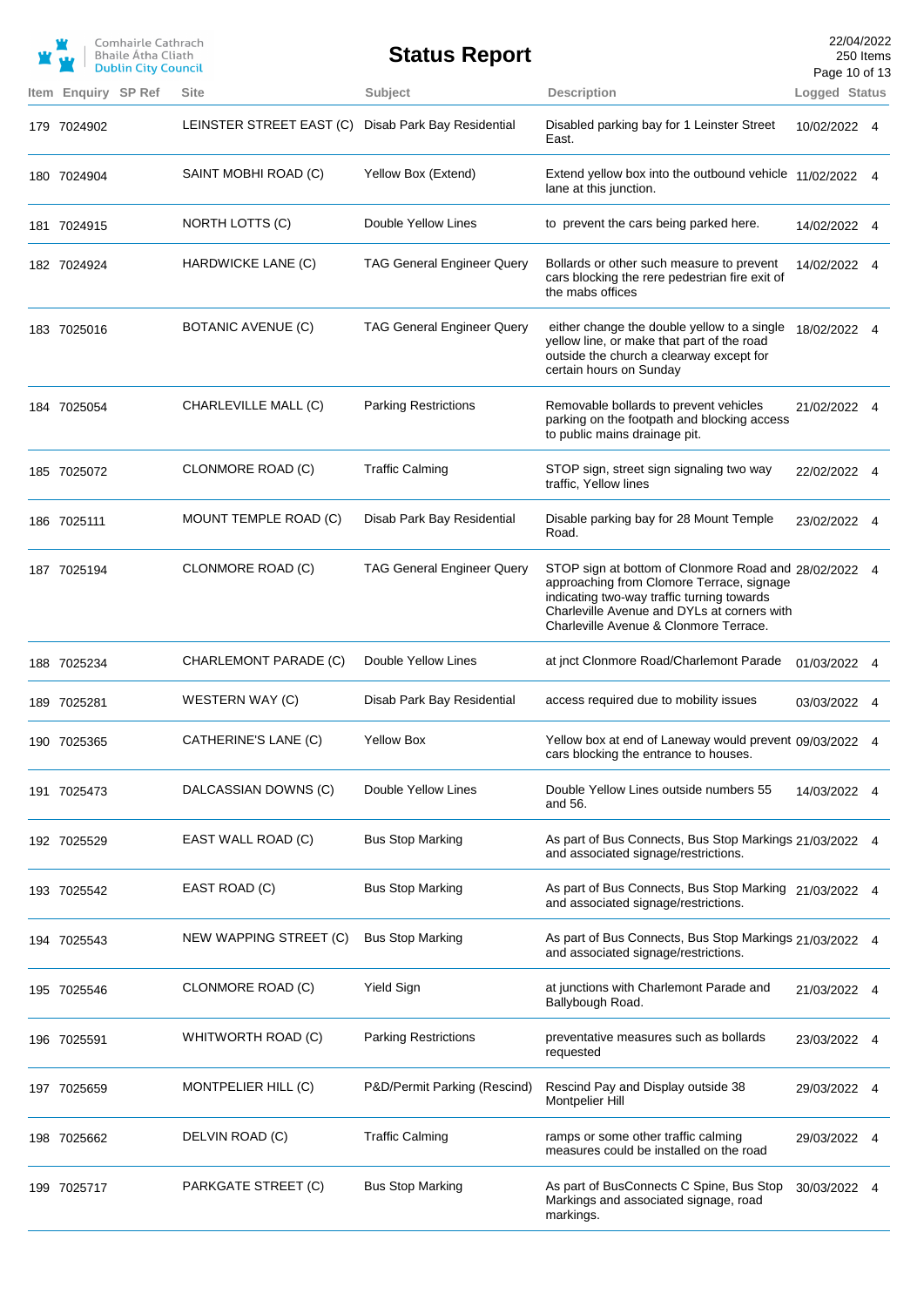| Item | Enquiry | SP Ref | Site | Subject | Description | Logged | Status |
|---|---|---|---|---|---|---|---|
| 179 | 7024902 | | LEINSTER STREET EAST (C) | Disab Park Bay Residential | Disabled parking bay for 1 Leinster Street East. | 10/02/2022 | 4 |
| 180 | 7024904 | | SAINT MOBHI ROAD (C) | Yellow Box (Extend) | Extend yellow box into the outbound vehicle lane at this junction. | 11/02/2022 | 4 |
| 181 | 7024915 | | NORTH LOTTS (C) | Double Yellow Lines | to prevent the cars being parked here. | 14/02/2022 | 4 |
| 182 | 7024924 | | HARDWICKE LANE (C) | TAG General Engineer Query | Bollards or other such measure to prevent cars blocking the rere pedestrian fire exit of the mabs offices | 14/02/2022 | 4 |
| 183 | 7025016 | | BOTANIC AVENUE (C) | TAG General Engineer Query | either change the double yellow to a single yellow line, or make that part of the road outside the church a clearway except for certain hours on Sunday | 18/02/2022 | 4 |
| 184 | 7025054 | | CHARLEVILLE MALL (C) | Parking Restrictions | Removable bollards to prevent vehicles parking on the footpath and blocking access to public mains drainage pit. | 21/02/2022 | 4 |
| 185 | 7025072 | | CLONMORE ROAD (C) | Traffic Calming | STOP sign, street sign signaling two way traffic, Yellow lines | 22/02/2022 | 4 |
| 186 | 7025111 | | MOUNT TEMPLE ROAD (C) | Disab Park Bay Residential | Disable parking bay for 28 Mount Temple Road. | 23/02/2022 | 4 |
| 187 | 7025194 | | CLONMORE ROAD (C) | TAG General Engineer Query | STOP sign at bottom of Clonmore Road and approaching from Clomore Terrace, signage indicating two-way traffic turning towards Charleville Avenue and DYLs at corners with Charleville Avenue & Clonmore Terrace. | 28/02/2022 | 4 |
| 188 | 7025234 | | CHARLEMONT PARADE (C) | Double Yellow Lines | at jnct Clonmore Road/Charlemont Parade | 01/03/2022 | 4 |
| 189 | 7025281 | | WESTERN WAY (C) | Disab Park Bay Residential | access required due to mobility issues | 03/03/2022 | 4 |
| 190 | 7025365 | | CATHERINE'S LANE (C) | Yellow Box | Yellow box at end of Laneway would prevent cars blocking the entrance to houses. | 09/03/2022 | 4 |
| 191 | 7025473 | | DALCASSIAN DOWNS (C) | Double Yellow Lines | Double Yellow Lines outside numbers 55 and 56. | 14/03/2022 | 4 |
| 192 | 7025529 | | EAST WALL ROAD (C) | Bus Stop Marking | As part of Bus Connects, Bus Stop Markings and associated signage/restrictions. | 21/03/2022 | 4 |
| 193 | 7025542 | | EAST ROAD (C) | Bus Stop Marking | As part of Bus Connects, Bus Stop Marking and associated signage/restrictions. | 21/03/2022 | 4 |
| 194 | 7025543 | | NEW WAPPING STREET (C) | Bus Stop Marking | As part of Bus Connects, Bus Stop Markings and associated signage/restrictions. | 21/03/2022 | 4 |
| 195 | 7025546 | | CLONMORE ROAD (C) | Yield Sign | at junctions with Charlemont Parade and Ballybough Road. | 21/03/2022 | 4 |
| 196 | 7025591 | | WHITWORTH ROAD (C) | Parking Restrictions | preventative measures such as bollards requested | 23/03/2022 | 4 |
| 197 | 7025659 | | MONTPELIER HILL (C) | P&D/Permit Parking (Rescind) | Rescind Pay and Display outside 38 Montpelier Hill | 29/03/2022 | 4 |
| 198 | 7025662 | | DELVIN ROAD (C) | Traffic Calming | ramps or some other traffic calming measures could be installed on the road | 29/03/2022 | 4 |
| 199 | 7025717 | | PARKGATE STREET (C) | Bus Stop Marking | As part of BusConnects C Spine, Bus Stop Markings and associated signage, road markings. | 30/03/2022 | 4 |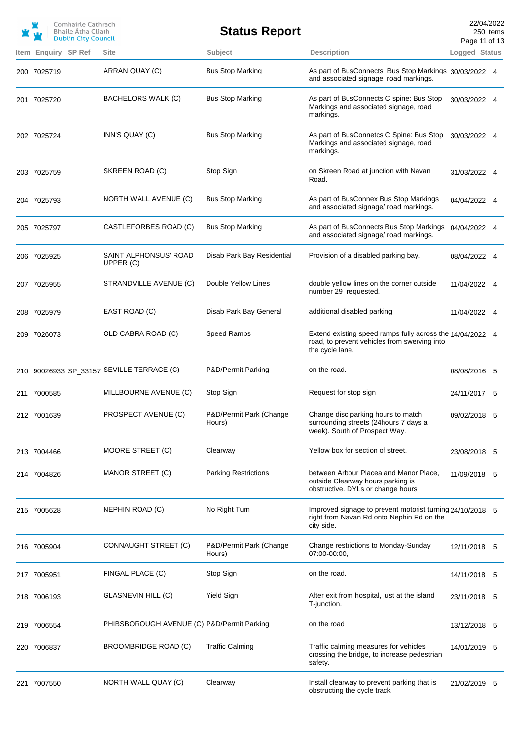| Item | Enquiry | SP Ref | Site | Subject | Description | Logged | Status |
|---|---|---|---|---|---|---|---|
| 200 | 7025719 | | ARRAN QUAY (C) | Bus Stop Marking | As part of BusConnects: Bus Stop Markings and associated signage, road markings. | 30/03/2022 | 4 |
| 201 | 7025720 | | BACHELORS WALK (C) | Bus Stop Marking | As part of BusConnects C spine: Bus Stop Markings and associated signage, road markings. | 30/03/2022 | 4 |
| 202 | 7025724 | | INN'S QUAY (C) | Bus Stop Marking | As part of BusConnetcs C Spine: Bus Stop Markings and associated signage, road markings. | 30/03/2022 | 4 |
| 203 | 7025759 | | SKREEN ROAD (C) | Stop Sign | on Skreen Road at junction with Navan Road. | 31/03/2022 | 4 |
| 204 | 7025793 | | NORTH WALL AVENUE (C) | Bus Stop Marking | As part of BusConnex Bus Stop Markings and associated signage/ road markings. | 04/04/2022 | 4 |
| 205 | 7025797 | | CASTLEFORBES ROAD (C) | Bus Stop Marking | As part of BusConnects Bus Stop Markings and associated signage/ road markings. | 04/04/2022 | 4 |
| 206 | 7025925 | | SAINT ALPHONSUS' ROAD UPPER (C) | Disab Park Bay Residential | Provision of a disabled parking bay. | 08/04/2022 | 4 |
| 207 | 7025955 | | STRANDVILLE AVENUE (C) | Double Yellow Lines | double yellow lines on the corner outside number 29 requested. | 11/04/2022 | 4 |
| 208 | 7025979 | | EAST ROAD (C) | Disab Park Bay General | additional disabled parking | 11/04/2022 | 4 |
| 209 | 7026073 | | OLD CABRA ROAD (C) | Speed Ramps | Extend existing speed ramps fully across the road, to prevent vehicles from swerving into the cycle lane. | 14/04/2022 | 4 |
| 210 | 90026933 | SP_33157 | SEVILLE TERRACE (C) | P&D/Permit Parking | on the road. | 08/08/2016 | 5 |
| 211 | 7000585 | | MILLBOURNE AVENUE (C) | Stop Sign | Request for stop sign | 24/11/2017 | 5 |
| 212 | 7001639 | | PROSPECT AVENUE (C) | P&D/Permit Park (Change Hours) | Change disc parking hours to match surrounding streets (24hours 7 days a week). South of Prospect Way. | 09/02/2018 | 5 |
| 213 | 7004466 | | MOORE STREET (C) | Clearway | Yellow box for section of street. | 23/08/2018 | 5 |
| 214 | 7004826 | | MANOR STREET (C) | Parking Restrictions | between Arbour Placea and Manor Place, outside Clearway hours parking is obstructive. DYLs or change hours. | 11/09/2018 | 5 |
| 215 | 7005628 | | NEPHIN ROAD (C) | No Right Turn | Improved signage to prevent motorist turning right from Navan Rd onto Nephin Rd on the city side. | 24/10/2018 | 5 |
| 216 | 7005904 | | CONNAUGHT STREET (C) | P&D/Permit Park (Change Hours) | Change restrictions to Monday-Sunday 07:00-00:00, | 12/11/2018 | 5 |
| 217 | 7005951 | | FINGAL PLACE (C) | Stop Sign | on the road. | 14/11/2018 | 5 |
| 218 | 7006193 | | GLASNEVIN HILL (C) | Yield Sign | After exit from hospital, just at the island T-junction. | 23/11/2018 | 5 |
| 219 | 7006554 | | PHIBSBOROUGH AVENUE (C) | P&D/Permit Parking | on the road | 13/12/2018 | 5 |
| 220 | 7006837 | | BROOMBRIDGE ROAD (C) | Traffic Calming | Traffic calming measures for vehicles crossing the bridge, to increase pedestrian safety. | 14/01/2019 | 5 |
| 221 | 7007550 | | NORTH WALL QUAY (C) | Clearway | Install clearway to prevent parking that is obstructing the cycle track | 21/02/2019 | 5 |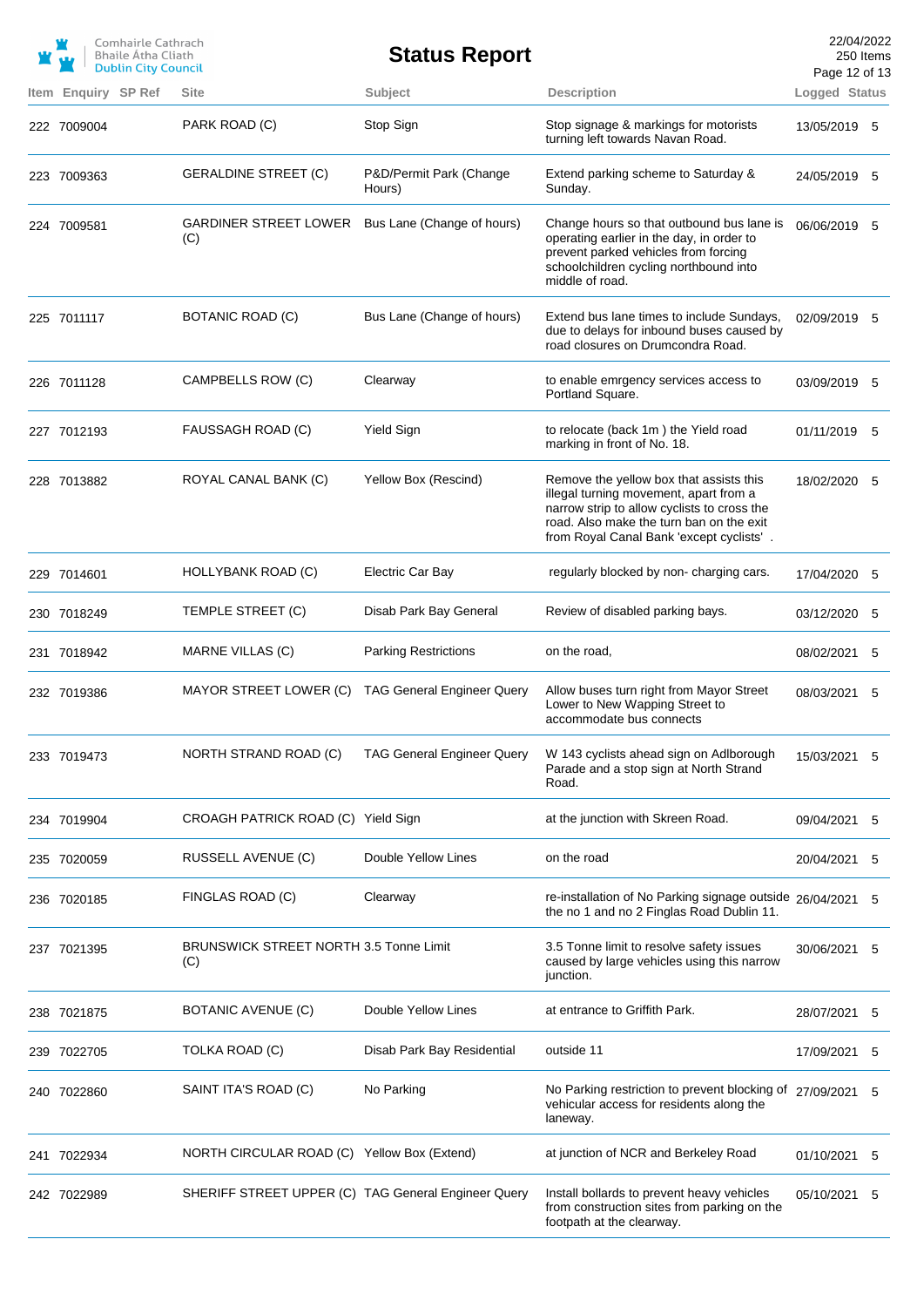| Item | Enquiry | SP Ref | Site | Subject | Description | Logged | Status |
|---|---|---|---|---|---|---|---|
| 222 | 7009004 | | PARK ROAD (C) | Stop Sign | Stop signage & markings for motorists turning left towards Navan Road. | 13/05/2019 | 5 |
| 223 | 7009363 | | GERALDINE STREET (C) | P&D/Permit Park (Change Hours) | Extend parking scheme to Saturday & Sunday. | 24/05/2019 | 5 |
| 224 | 7009581 | | GARDINER STREET LOWER (C) | Bus Lane (Change of hours) | Change hours so that outbound bus lane is operating earlier in the day, in order to prevent parked vehicles from forcing schoolchildren cycling northbound into middle of road. | 06/06/2019 | 5 |
| 225 | 7011117 | | BOTANIC ROAD (C) | Bus Lane (Change of hours) | Extend bus lane times to include Sundays, due to delays for inbound buses caused by road closures on Drumcondra Road. | 02/09/2019 | 5 |
| 226 | 7011128 | | CAMPBELLS ROW (C) | Clearway | to enable emrgency services access to Portland Square. | 03/09/2019 | 5 |
| 227 | 7012193 | | FAUSSAGH ROAD (C) | Yield Sign | to relocate (back 1m ) the Yield road marking in front of No. 18. | 01/11/2019 | 5 |
| 228 | 7013882 | | ROYAL CANAL BANK (C) | Yellow Box (Rescind) | Remove the yellow box that assists this illegal turning movement, apart from a narrow strip to allow cyclists to cross the road. Also make the turn ban on the exit from Royal Canal Bank 'except cyclists' . | 18/02/2020 | 5 |
| 229 | 7014601 | | HOLLYBANK ROAD (C) | Electric Car Bay | regularly blocked by non- charging cars. | 17/04/2020 | 5 |
| 230 | 7018249 | | TEMPLE STREET (C) | Disab Park Bay General | Review of disabled parking bays. | 03/12/2020 | 5 |
| 231 | 7018942 | | MARNE VILLAS (C) | Parking Restrictions | on the road, | 08/02/2021 | 5 |
| 232 | 7019386 | | MAYOR STREET LOWER (C) | TAG General Engineer Query | Allow buses turn right from Mayor Street Lower to New Wapping Street to accommodate bus connects | 08/03/2021 | 5 |
| 233 | 7019473 | | NORTH STRAND ROAD (C) | TAG General Engineer Query | W 143 cyclists ahead sign on Adlborough Parade and a stop sign at North Strand Road. | 15/03/2021 | 5 |
| 234 | 7019904 | | CROAGH PATRICK ROAD (C) | Yield Sign | at the junction with Skreen Road. | 09/04/2021 | 5 |
| 235 | 7020059 | | RUSSELL AVENUE (C) | Double Yellow Lines | on the road | 20/04/2021 | 5 |
| 236 | 7020185 | | FINGLAS ROAD (C) | Clearway | re-installation of No Parking signage outside the no 1 and no 2 Finglas Road Dublin 11. | 26/04/2021 | 5 |
| 237 | 7021395 | | BRUNSWICK STREET NORTH (C) | 3.5 Tonne Limit | 3.5 Tonne limit to resolve safety issues caused by large vehicles using this narrow junction. | 30/06/2021 | 5 |
| 238 | 7021875 | | BOTANIC AVENUE (C) | Double Yellow Lines | at entrance to Griffith Park. | 28/07/2021 | 5 |
| 239 | 7022705 | | TOLKA ROAD (C) | Disab Park Bay Residential | outside 11 | 17/09/2021 | 5 |
| 240 | 7022860 | | SAINT ITA'S ROAD (C) | No Parking | No Parking restriction to prevent blocking of vehicular access for residents along the laneway. | 27/09/2021 | 5 |
| 241 | 7022934 | | NORTH CIRCULAR ROAD (C) | Yellow Box (Extend) | at junction of NCR and Berkeley Road | 01/10/2021 | 5 |
| 242 | 7022989 | | SHERIFF STREET UPPER (C) | TAG General Engineer Query | Install bollards to prevent heavy vehicles from construction sites from parking on the footpath at the clearway. | 05/10/2021 | 5 |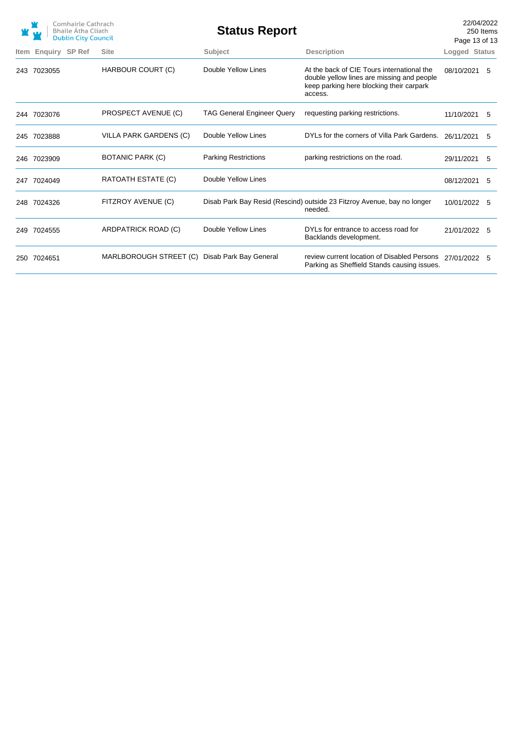Comhairle Cathrach
Bhaile Átha Cliath
Dublin City Council

# Status Report

22/04/2022
250 Items

| Item | Enquiry | SP Ref | Site | Subject | Description | Logged | Status |
|---|---|---|---|---|---|---|---|
| 243 | 7023055 | | HARBOUR COURT (C) | Double Yellow Lines | At the back of CIE Tours international the double yellow lines are missing and people keep parking here blocking their carpark access. | 08/10/2021 | 5 |
| 244 | 7023076 | | PROSPECT AVENUE (C) | TAG General Engineer Query | requesting parking restrictions. | 11/10/2021 | 5 |
| 245 | 7023888 | | VILLA PARK GARDENS (C) | Double Yellow Lines | DYLs for the corners of Villa Park Gardens. | 26/11/2021 | 5 |
| 246 | 7023909 | | BOTANIC PARK (C) | Parking Restrictions | parking restrictions on the road. | 29/11/2021 | 5 |
| 247 | 7024049 | | RATOATH ESTATE (C) | Double Yellow Lines | | 08/12/2021 | 5 |
| 248 | 7024326 | | FITZROY AVENUE (C) | Disab Park Bay Resid (Rescind) | outside 23 Fitzroy Avenue, bay no longer needed. | 10/01/2022 | 5 |
| 249 | 7024555 | | ARDPATRICK ROAD (C) | Double Yellow Lines | DYLs for entrance to access road for Backlands development. | 21/01/2022 | 5 |
| 250 | 7024651 | | MARLBOROUGH STREET (C) | Disab Park Bay General | review current location of Disabled Persons Parking as Sheffield Stands causing issues. | 27/01/2022 | 5 |